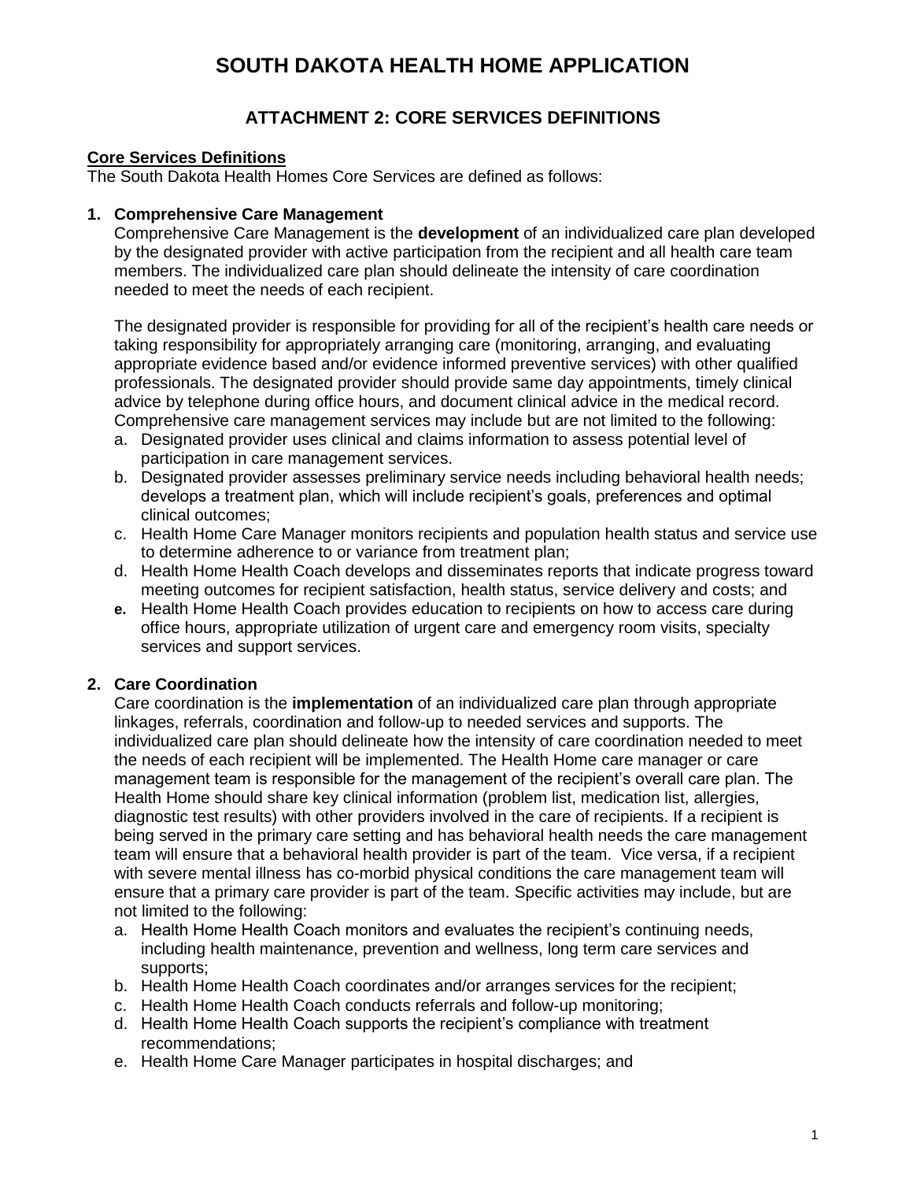# SOUTH DAKOTA HEALTH HOME APPLICATION

## ATTACHMENT 2: CORE SERVICES DEFINITIONS

**Core Services Definitions**

The South Dakota Health Homes Core Services are defined as follows:

**1. Comprehensive Care Management**

Comprehensive Care Management is the **development** of an individualized care plan developed by the designated provider with active participation from the recipient and all health care team members. The individualized care plan should delineate the intensity of care coordination needed to meet the needs of each recipient.

The designated provider is responsible for providing for all of the recipient's health care needs or taking responsibility for appropriately arranging care (monitoring, arranging, and evaluating appropriate evidence based and/or evidence informed preventive services) with other qualified professionals. The designated provider should provide same day appointments, timely clinical advice by telephone during office hours, and document clinical advice in the medical record. Comprehensive care management services may include but are not limited to the following:

a. Designated provider uses clinical and claims information to assess potential level of participation in care management services.
b. Designated provider assesses preliminary service needs including behavioral health needs; develops a treatment plan, which will include recipient's goals, preferences and optimal clinical outcomes;
c. Health Home Care Manager monitors recipients and population health status and service use to determine adherence to or variance from treatment plan;
d. Health Home Health Coach develops and disseminates reports that indicate progress toward meeting outcomes for recipient satisfaction, health status, service delivery and costs; and
e. Health Home Health Coach provides education to recipients on how to access care during office hours, appropriate utilization of urgent care and emergency room visits, specialty services and support services.

**2. Care Coordination**

Care coordination is the **implementation** of an individualized care plan through appropriate linkages, referrals, coordination and follow-up to needed services and supports. The individualized care plan should delineate how the intensity of care coordination needed to meet the needs of each recipient will be implemented. The Health Home care manager or care management team is responsible for the management of the recipient's overall care plan. The Health Home should share key clinical information (problem list, medication list, allergies, diagnostic test results) with other providers involved in the care of recipients. If a recipient is being served in the primary care setting and has behavioral health needs the care management team will ensure that a behavioral health provider is part of the team. Vice versa, if a recipient with severe mental illness has co-morbid physical conditions the care management team will ensure that a primary care provider is part of the team. Specific activities may include, but are not limited to the following:

a. Health Home Health Coach monitors and evaluates the recipient's continuing needs, including health maintenance, prevention and wellness, long term care services and supports;
b. Health Home Health Coach coordinates and/or arranges services for the recipient;
c. Health Home Health Coach conducts referrals and follow-up monitoring;
d. Health Home Health Coach supports the recipient's compliance with treatment recommendations;
e. Health Home Care Manager participates in hospital discharges; and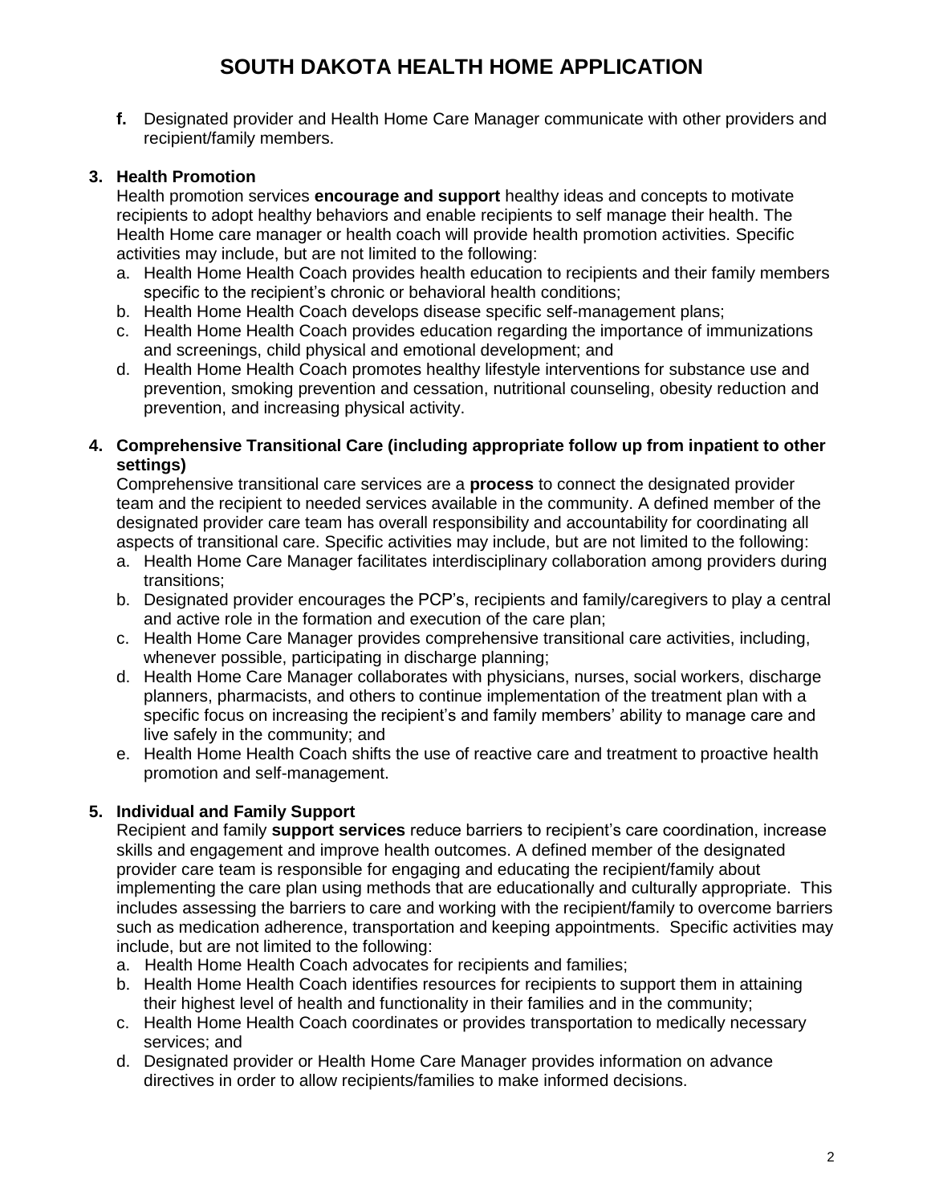# SOUTH DAKOTA HEALTH HOME APPLICATION

**f.** Designated provider and Health Home Care Manager communicate with other providers and recipient/family members.

**3. Health Promotion**

Health promotion services **encourage and support** healthy ideas and concepts to motivate recipients to adopt healthy behaviors and enable recipients to self manage their health. The Health Home care manager or health coach will provide health promotion activities. Specific activities may include, but are not limited to the following:

a. Health Home Health Coach provides health education to recipients and their family members specific to the recipient's chronic or behavioral health conditions;
b. Health Home Health Coach develops disease specific self-management plans;
c. Health Home Health Coach provides education regarding the importance of immunizations and screenings, child physical and emotional development; and
d. Health Home Health Coach promotes healthy lifestyle interventions for substance use and prevention, smoking prevention and cessation, nutritional counseling, obesity reduction and prevention, and increasing physical activity.

**4. Comprehensive Transitional Care (including appropriate follow up from inpatient to other settings)**

Comprehensive transitional care services are a **process** to connect the designated provider team and the recipient to needed services available in the community. A defined member of the designated provider care team has overall responsibility and accountability for coordinating all aspects of transitional care. Specific activities may include, but are not limited to the following:

a. Health Home Care Manager facilitates interdisciplinary collaboration among providers during transitions;
b. Designated provider encourages the PCP's, recipients and family/caregivers to play a central and active role in the formation and execution of the care plan;
c. Health Home Care Manager provides comprehensive transitional care activities, including, whenever possible, participating in discharge planning;
d. Health Home Care Manager collaborates with physicians, nurses, social workers, discharge planners, pharmacists, and others to continue implementation of the treatment plan with a specific focus on increasing the recipient's and family members' ability to manage care and live safely in the community; and
e. Health Home Health Coach shifts the use of reactive care and treatment to proactive health promotion and self-management.

**5. Individual and Family Support**

Recipient and family **support services** reduce barriers to recipient's care coordination, increase skills and engagement and improve health outcomes. A defined member of the designated provider care team is responsible for engaging and educating the recipient/family about implementing the care plan using methods that are educationally and culturally appropriate. This includes assessing the barriers to care and working with the recipient/family to overcome barriers such as medication adherence, transportation and keeping appointments. Specific activities may include, but are not limited to the following:

a. Health Home Health Coach advocates for recipients and families;
b. Health Home Health Coach identifies resources for recipients to support them in attaining their highest level of health and functionality in their families and in the community;
c. Health Home Health Coach coordinates or provides transportation to medically necessary services; and
d. Designated provider or Health Home Care Manager provides information on advance directives in order to allow recipients/families to make informed decisions.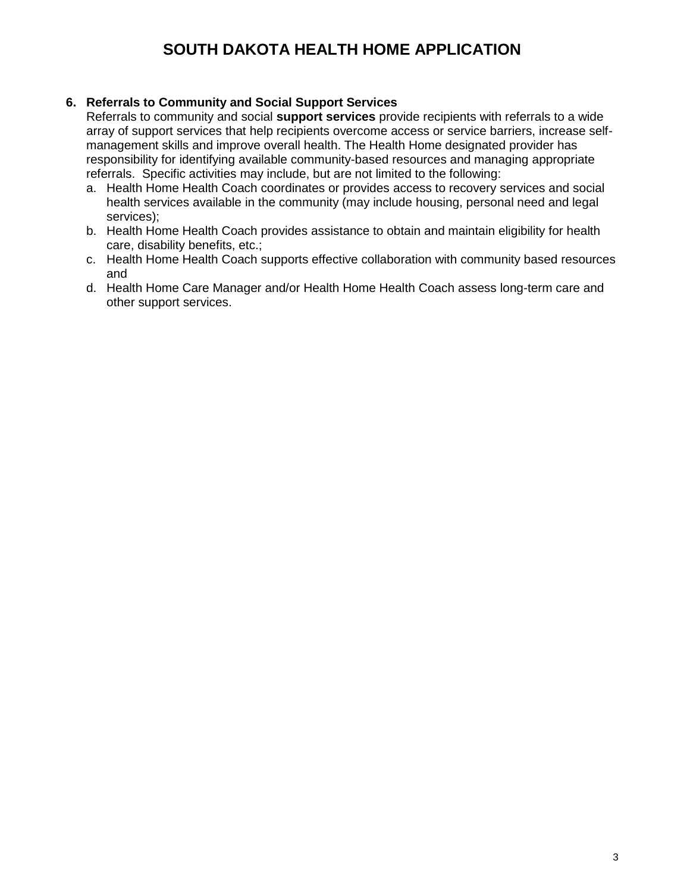# SOUTH DAKOTA HEALTH HOME APPLICATION

6. **Referrals to Community and Social Support Services**
   Referrals to community and social **support services** provide recipients with referrals to a wide array of support services that help recipients overcome access or service barriers, increase self-management skills and improve overall health. The Health Home designated provider has responsibility for identifying available community-based resources and managing appropriate referrals. Specific activities may include, but are not limited to the following:
   a. Health Home Health Coach coordinates or provides access to recovery services and social health services available in the community (may include housing, personal need and legal services);
   b. Health Home Health Coach provides assistance to obtain and maintain eligibility for health care, disability benefits, etc.;
   c. Health Home Health Coach supports effective collaboration with community based resources and
   d. Health Home Care Manager and/or Health Home Health Coach assess long-term care and other support services.